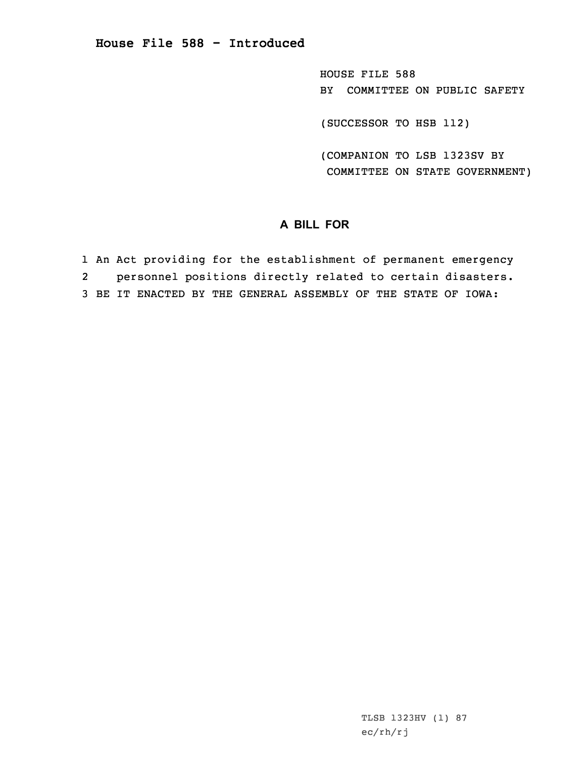# House File 588 - Introduced

HOUSE FILE 588
BY COMMITTEE ON PUBLIC SAFETY

(SUCCESSOR TO HSB 112)

(COMPANION TO LSB 1323SV BY COMMITTEE ON STATE GOVERNMENT)

## A BILL FOR

1 An Act providing for the establishment of permanent emergency
2 personnel positions directly related to certain disasters.
3 BE IT ENACTED BY THE GENERAL ASSEMBLY OF THE STATE OF IOWA:

TLSB 1323HV (1) 87
ec/rh/rj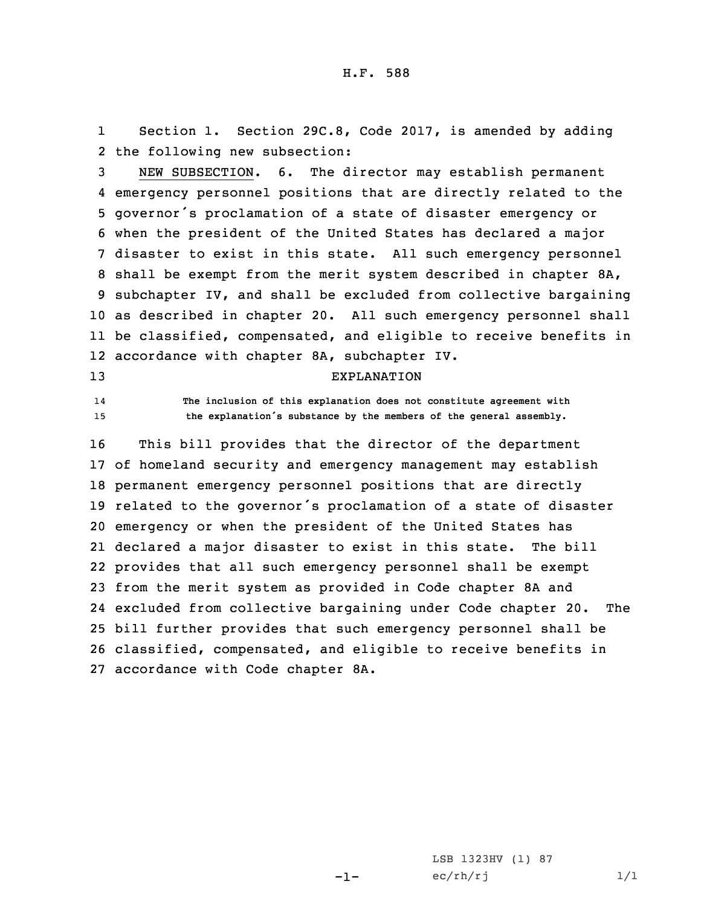Section 1. Section 29C.8, Code 2017, is amended by adding the following new subsection:

NEW SUBSECTION. 6. The director may establish permanent emergency personnel positions that are directly related to the governor's proclamation of a state of disaster emergency or when the president of the United States has declared a major disaster to exist in this state. All such emergency personnel shall be exempt from the merit system described in chapter 8A, subchapter IV, and shall be excluded from collective bargaining as described in chapter 20. All such emergency personnel shall be classified, compensated, and eligible to receive benefits in accordance with chapter 8A, subchapter IV.

EXPLANATION

The inclusion of this explanation does not constitute agreement with the explanation's substance by the members of the general assembly.

This bill provides that the director of the department of homeland security and emergency management may establish permanent emergency personnel positions that are directly related to the governor's proclamation of a state of disaster emergency or when the president of the United States has declared a major disaster to exist in this state. The bill provides that all such emergency personnel shall be exempt from the merit system as provided in Code chapter 8A and excluded from collective bargaining under Code chapter 20. The bill further provides that such emergency personnel shall be classified, compensated, and eligible to receive benefits in accordance with Code chapter 8A.

LSB 1323HV (1) 87
ec/rh/rj